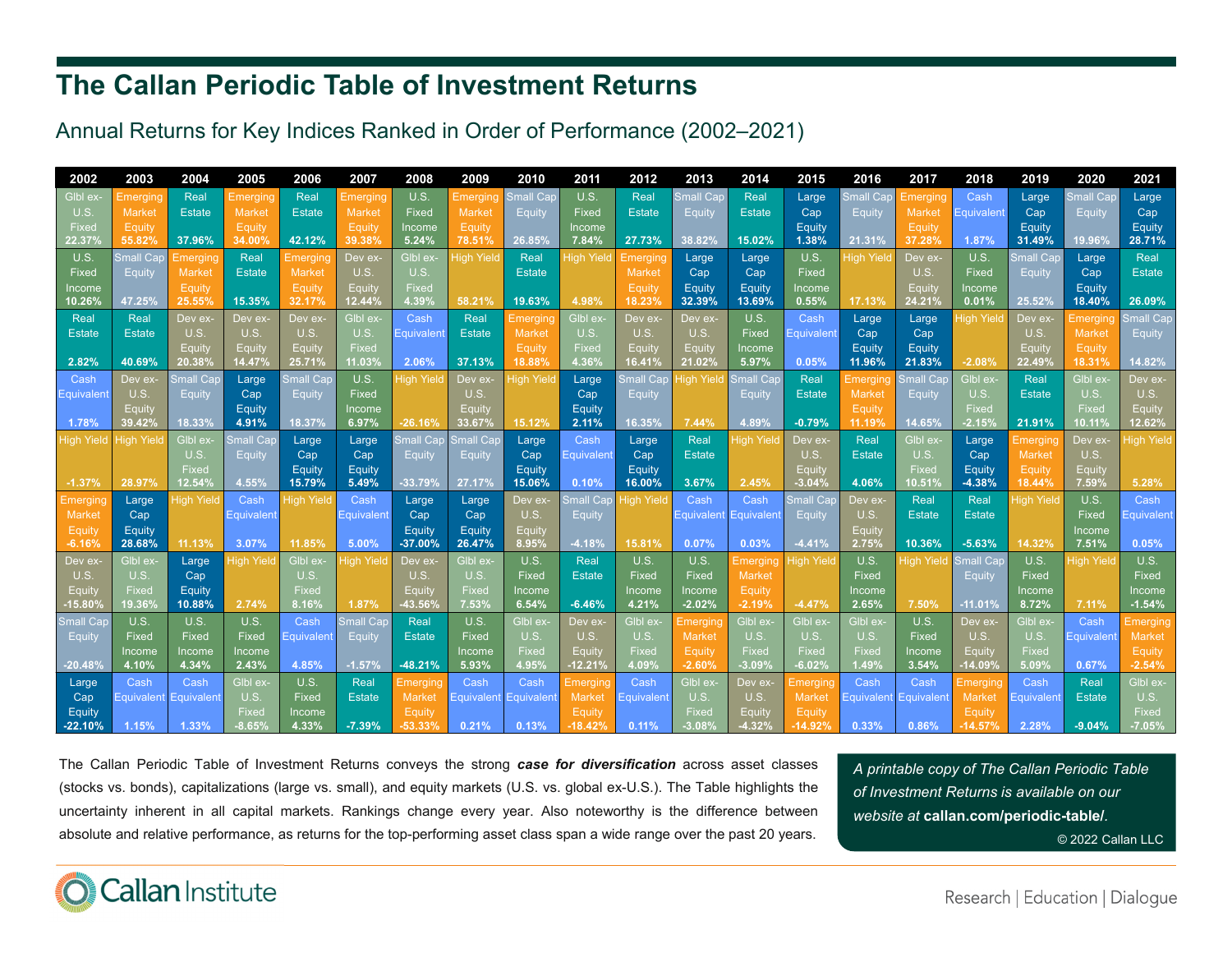# The Callan Periodic Table of Investment Returns

Annual Returns for Key Indices Ranked in Order of Performance (2002–2021)

| 2002 | 2003 | 2004 | 2005 | 2006 | 2007 | 2008 | 2009 | 2010 | 2011 | 2012 | 2013 | 2014 | 2015 | 2016 | 2017 | 2018 | 2019 | 2020 | 2021 |
|---|---|---|---|---|---|---|---|---|---|---|---|---|---|---|---|---|---|---|---|
| Glbl ex-U.S. Fixed 22.37% | Emerging Market Equity 55.82% | Real Estate 37.96% | Emerging Market Equity 34.00% | Real Estate 42.12% | Emerging Market Equity 39.38% | U.S. Fixed Income 5.24% | Emerging Market Equity 78.51% | Small Cap Equity 26.85% | U.S. Fixed Income 7.84% | Real Estate 27.73% | Small Cap Equity 38.82% | Real Estate 15.02% | Large Cap Equity 1.38% | Small Cap Equity 21.31% | Emerging Market Equity 37.28% | Cash Equivalent 1.87% | Large Cap Equity 31.49% | Small Cap Equity 19.96% | Large Cap Equity 28.71% |
| U.S. Fixed Income 10.26% | Small Cap Equity 47.25% | Emerging Market Equity 25.55% | Real Estate 15.35% | Emerging Market Equity 32.17% | Dev ex-U.S. Equity 12.44% | Glbl ex-U.S. Fixed 4.39% | High Yield 58.21% | Real Estate 19.63% | High Yield 4.98% | Emerging Market Equity 18.23% | Large Cap Equity 32.39% | Large Cap Equity 13.69% | U.S. Fixed Income 0.55% | High Yield 17.13% | Dev ex-U.S. Equity 24.21% | U.S. Fixed Income 0.01% | Small Cap Equity 25.52% | Large Cap Equity 18.40% | Real Estate 26.09% |
| Real Estate 2.82% | Real Estate 40.69% | Dev ex-U.S. Equity 20.38% | Dev ex-U.S. Equity 14.47% | Dev ex-U.S. Equity 25.71% | Glbl ex-U.S. Fixed 11.03% | Cash Equivalent 2.06% | Real Estate 37.13% | Emerging Market Equity 18.88% | Glbl ex-U.S. Fixed 4.36% | Dev ex-U.S. Equity 16.41% | Dev ex-U.S. Equity 21.02% | U.S. Fixed Income 5.97% | Cash Equivalent 0.05% | Large Cap Equity 11.96% | Large Cap Equity 21.83% | High Yield -2.08% | Dev ex-U.S. Equity 22.49% | Emerging Market Equity 18.31% | Small Cap Equity 14.82% |
| Cash Equivalent 1.78% | Dev ex-U.S. Equity 39.42% | Small Cap Equity 18.33% | Large Cap Equity 4.91% | Small Cap Equity 18.37% | U.S. Fixed Income 6.97% | High Yield -26.16% | Dev ex-U.S. Equity 33.67% | High Yield 15.12% | Large Cap Equity 2.11% | Small Cap Equity 16.35% | High Yield 7.44% | Small Cap Equity 4.89% | Real Estate -0.79% | Emerging Market Equity 11.19% | Small Cap Equity 14.65% | Glbl ex-U.S. Fixed -2.15% | Real Estate 21.91% | Glbl ex-U.S. Fixed 10.11% | Dev ex-U.S. Equity 12.62% |
| High Yield -1.37% | High Yield 28.97% | Glbl ex-U.S. Fixed 12.54% | Small Cap Equity 4.55% | Large Cap Equity 15.79% | Large Cap Equity 5.49% | Small Cap Equity -33.79% | Small Cap Equity 27.17% | Large Cap Equity 15.06% | Cash Equivalent 0.10% | Large Cap Equity 16.00% | Real Estate 3.67% | High Yield 2.45% | Dev ex-U.S. Equity -3.04% | Real Estate 4.06% | Glbl ex-U.S. Fixed 10.51% | Large Cap Equity -4.38% | Emerging Market Equity 18.44% | Dev ex-U.S. Equity 7.59% | High Yield 5.28% |
| Emerging Market Equity -6.16% | Large Cap Equity 28.68% | High Yield 11.13% | Cash Equivalent 3.07% | High Yield 11.85% | Cash Equivalent 5.00% | Large Cap Equity -37.00% | Large Cap Equity 26.47% | Dev ex-U.S. Equity 8.95% | Small Cap Equity -4.18% | High Yield 15.81% | Cash Equivalent 0.07% | Cash Equivalent 0.03% | Small Cap Equity -4.41% | Dev ex-U.S. Equity 2.75% | Real Estate 10.36% | Real Estate -5.63% | High Yield 14.32% | U.S. Fixed Income 7.51% | Cash Equivalent 0.05% |
| Dev ex-U.S. Equity -15.80% | Glbl ex-U.S. Fixed 19.36% | Large Cap Equity 10.88% | High Yield 2.74% | Glbl ex-U.S. Fixed 8.16% | High Yield 1.87% | Dev ex-U.S. Equity -43.56% | Glbl ex-U.S. Fixed 7.53% | U.S. Fixed Income 6.54% | Real Estate -6.46% | U.S. Fixed Income 4.21% | U.S. Fixed Income -2.02% | Emerging Market Equity -2.19% | High Yield -4.47% | U.S. Fixed Income 2.65% | High Yield 7.50% | Small Cap Equity -11.01% | U.S. Fixed Income 8.72% | High Yield 7.11% | U.S. Fixed Income -1.54% |
| Small Cap Equity -20.48% | U.S. Fixed Income 4.10% | U.S. Fixed Income 4.34% | U.S. Fixed Income 2.43% | Cash Equivalent 4.85% | Small Cap Equity -1.57% | Real Estate -48.21% | U.S. Fixed Income 5.93% | Glbl ex-U.S. Fixed 4.95% | Dev ex-U.S. Equity -12.21% | Glbl ex-U.S. Fixed 4.09% | Emerging Market Equity -2.60% | Glbl ex-U.S. Fixed -3.09% | Glbl ex-U.S. Fixed -6.02% | Glbl ex-U.S. Fixed 1.49% | U.S. Fixed Income 3.54% | Dev ex-U.S. Equity -14.09% | Glbl ex-U.S. Fixed 5.09% | Cash Equivalent 0.67% | Emerging Market Equity -2.54% |
| Large Cap Equity -22.10% | Cash Equivalent 1.15% | Cash Equivalent 1.33% | Glbl ex-U.S. Fixed -8.65% | U.S. Fixed Income 4.33% | Real Estate -7.39% | Emerging Market Equity -53.33% | Cash Equivalent 0.21% | Cash Equivalent 0.13% | Emerging Market Equity -18.42% | Cash Equivalent 0.11% | Glbl ex-U.S. Fixed -3.08% | Dev ex-U.S. Equity -4.32% | Emerging Market Equity -14.92% | Cash Equivalent 0.33% | Cash Equivalent 0.86% | Emerging Market Equity -14.57% | Cash Equivalent 2.28% | Real Estate -9.04% | Glbl ex-U.S. Fixed -7.05% |

The Callan Periodic Table of Investment Returns conveys the strong ***case for diversification*** across asset classes (stocks vs. bonds), capitalizations (large vs. small), and equity markets (U.S. vs. global ex-U.S.). The Table highlights the uncertainty inherent in all capital markets. Rankings change every year. Also noteworthy is the difference between absolute and relative performance, as returns for the top-performing asset class span a wide range over the past 20 years.

*A printable copy of The Callan Periodic Table of Investment Returns is available on our website at* **callan.com/periodic-table/**.

© 2022 Callan LLC

Callan Institute

Research | Education | Dialogue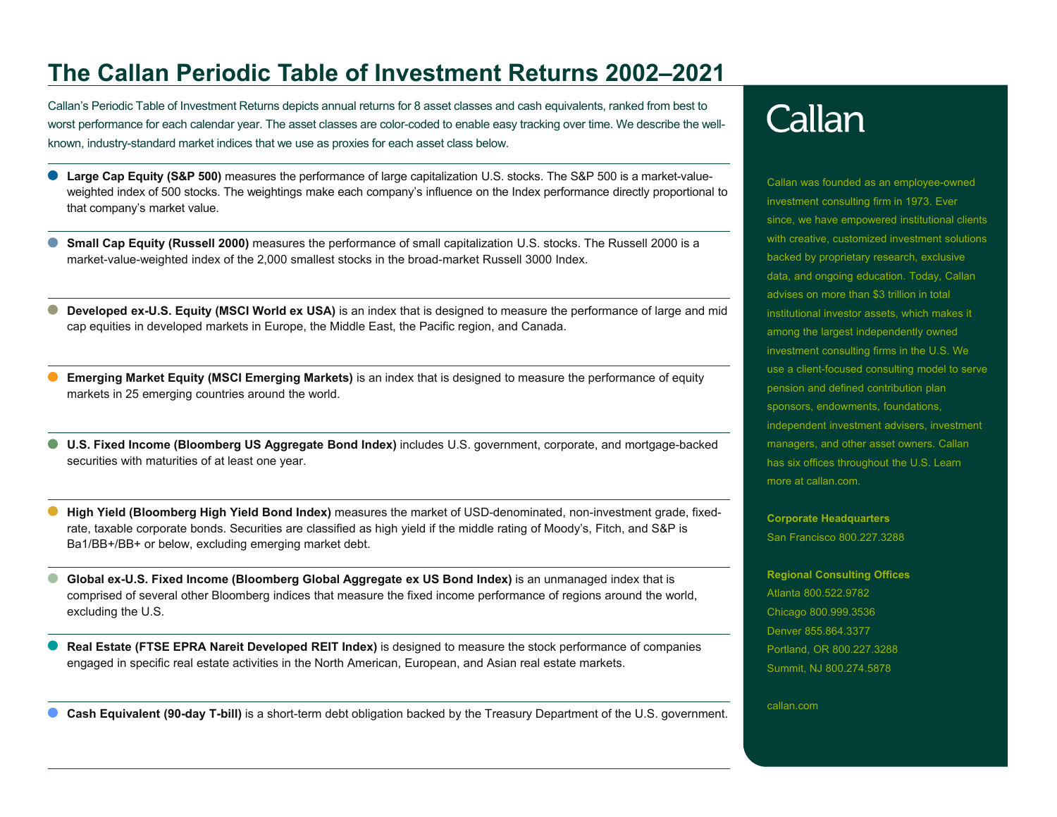# The Callan Periodic Table of Investment Returns 2002–2021

Callan's Periodic Table of Investment Returns depicts annual returns for 8 asset classes and cash equivalents, ranked from best to worst performance for each calendar year. The asset classes are color-coded to enable easy tracking over time. We describe the well-known, industry-standard market indices that we use as proxies for each asset class below.

- **Large Cap Equity (S&P 500)** measures the performance of large capitalization U.S. stocks. The S&P 500 is a market-value-weighted index of 500 stocks. The weightings make each company's influence on the Index performance directly proportional to that company's market value.

- **Small Cap Equity (Russell 2000)** measures the performance of small capitalization U.S. stocks. The Russell 2000 is a market-value-weighted index of the 2,000 smallest stocks in the broad-market Russell 3000 Index.

- **Developed ex-U.S. Equity (MSCI World ex USA)** is an index that is designed to measure the performance of large and mid cap equities in developed markets in Europe, the Middle East, the Pacific region, and Canada.

- **Emerging Market Equity (MSCI Emerging Markets)** is an index that is designed to measure the performance of equity markets in 25 emerging countries around the world.

- **U.S. Fixed Income (Bloomberg US Aggregate Bond Index)** includes U.S. government, corporate, and mortgage-backed securities with maturities of at least one year.

- **High Yield (Bloomberg High Yield Bond Index)** measures the market of USD-denominated, non-investment grade, fixed-rate, taxable corporate bonds. Securities are classified as high yield if the middle rating of Moody's, Fitch, and S&P is Ba1/BB+/BB+ or below, excluding emerging market debt.

- **Global ex-U.S. Fixed Income (Bloomberg Global Aggregate ex US Bond Index)** is an unmanaged index that is comprised of several other Bloomberg indices that measure the fixed income performance of regions around the world, excluding the U.S.

- **Real Estate (FTSE EPRA Nareit Developed REIT Index)** is designed to measure the stock performance of companies engaged in specific real estate activities in the North American, European, and Asian real estate markets.

- **Cash Equivalent (90-day T-bill)** is a short-term debt obligation backed by the Treasury Department of the U.S. government.

## Callan

Callan was founded as an employee-owned investment consulting firm in 1973. Ever since, we have empowered institutional clients with creative, customized investment solutions backed by proprietary research, exclusive data, and ongoing education. Today, Callan advises on more than $3 trillion in total institutional investor assets, which makes it among the largest independently owned investment consulting firms in the U.S. We use a client-focused consulting model to serve pension and defined contribution plan sponsors, endowments, foundations, independent investment advisers, investment managers, and other asset owners. Callan has six offices throughout the U.S. Learn more at callan.com.

**Corporate Headquarters**
San Francisco 800.227.3288

**Regional Consulting Offices**
Atlanta 800.522.9782
Chicago 800.999.3536
Denver 855.864.3377
Portland, OR 800.227.3288
Summit, NJ 800.274.5878

callan.com